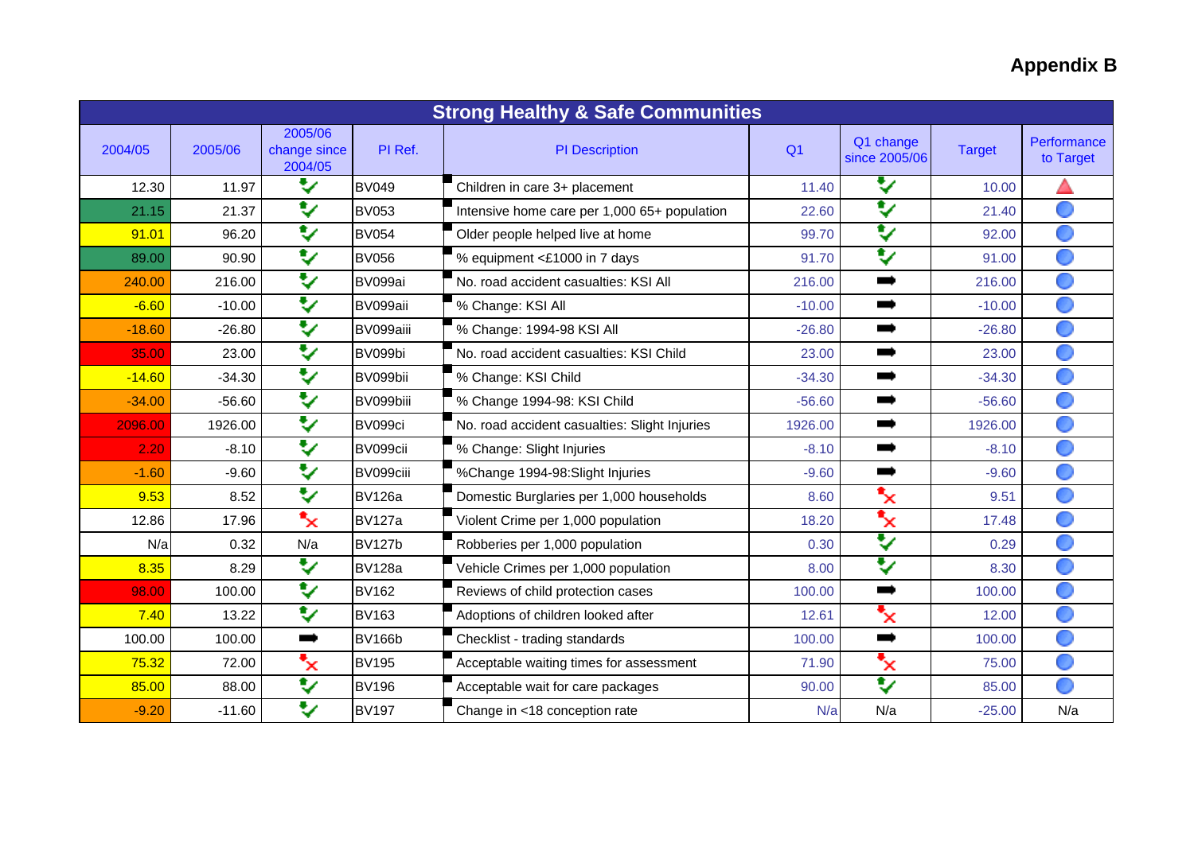# Appendix B

| Strong Healthy & Safe Communities | | | | | | | | |
|---|---|---|---|---|---|---|---|---|
| 2004/05 | 2005/06 | 2005/06 change since 2004/05 | PI Ref. | PI Description | Q1 | Q1 change since 2005/06 | Target | Performance to Target |
| 12.30 | 11.97 | ✓ | BV049 | Children in care 3+ placement | 11.40 | ✓ | 10.00 | ▲ |
| 21.15 | 21.37 | ✓ | BV053 | Intensive home care per 1,000 65+ population | 22.60 | ✓ | 21.40 | ● |
| 91.01 | 96.20 | ✓ | BV054 | Older people helped live at home | 99.70 | ✓ | 92.00 | ● |
| 89.00 | 90.90 | ✓ | BV056 | % equipment <£1000 in 7 days | 91.70 | ✓ | 91.00 | ● |
| 240.00 | 216.00 | ✓ | BV099ai | No. road accident casualties: KSI All | 216.00 | ➡ | 216.00 | ● |
| -6.60 | -10.00 | ✓ | BV099aii | % Change: KSI All | -10.00 | ➡ | -10.00 | ● |
| -18.60 | -26.80 | ✓ | BV099aiii | % Change: 1994-98 KSI All | -26.80 | ➡ | -26.80 | ● |
| 35.00 | 23.00 | ✓ | BV099bi | No. road accident casualties: KSI Child | 23.00 | ➡ | 23.00 | ● |
| -14.60 | -34.30 | ✓ | BV099bii | % Change: KSI Child | -34.30 | ➡ | -34.30 | ● |
| -34.00 | -56.60 | ✓ | BV099biii | % Change 1994-98: KSI Child | -56.60 | ➡ | -56.60 | ● |
| 2096.00 | 1926.00 | ✓ | BV099ci | No. road accident casualties: Slight Injuries | 1926.00 | ➡ | 1926.00 | ● |
| 2.20 | -8.10 | ✓ | BV099cii | % Change: Slight Injuries | -8.10 | ➡ | -8.10 | ● |
| -1.60 | -9.60 | ✓ | BV099ciii | %Change 1994-98:Slight Injuries | -9.60 | ➡ | -9.60 | ● |
| 9.53 | 8.52 | ✓ | BV126a | Domestic Burglaries per 1,000 households | 8.60 | ✗ | 9.51 | ● |
| 12.86 | 17.96 | ✗ | BV127a | Violent Crime per 1,000 population | 18.20 | ✗ | 17.48 | ● |
| N/a | 0.32 | N/a | BV127b | Robberies per 1,000 population | 0.30 | ✓ | 0.29 | ● |
| 8.35 | 8.29 | ✓ | BV128a | Vehicle Crimes per 1,000 population | 8.00 | ✓ | 8.30 | ● |
| 98.00 | 100.00 | ✓ | BV162 | Reviews of child protection cases | 100.00 | ➡ | 100.00 | ● |
| 7.40 | 13.22 | ✓ | BV163 | Adoptions of children looked after | 12.61 | ✗ | 12.00 | ● |
| 100.00 | 100.00 | ➡ | BV166b | Checklist - trading standards | 100.00 | ➡ | 100.00 | ● |
| 75.32 | 72.00 | ✗ | BV195 | Acceptable waiting times for assessment | 71.90 | ✗ | 75.00 | ● |
| 85.00 | 88.00 | ✓ | BV196 | Acceptable wait for care packages | 90.00 | ✓ | 85.00 | ● |
| -9.20 | -11.60 | ✓ | BV197 | Change in <18 conception rate | N/a | N/a | -25.00 | N/a |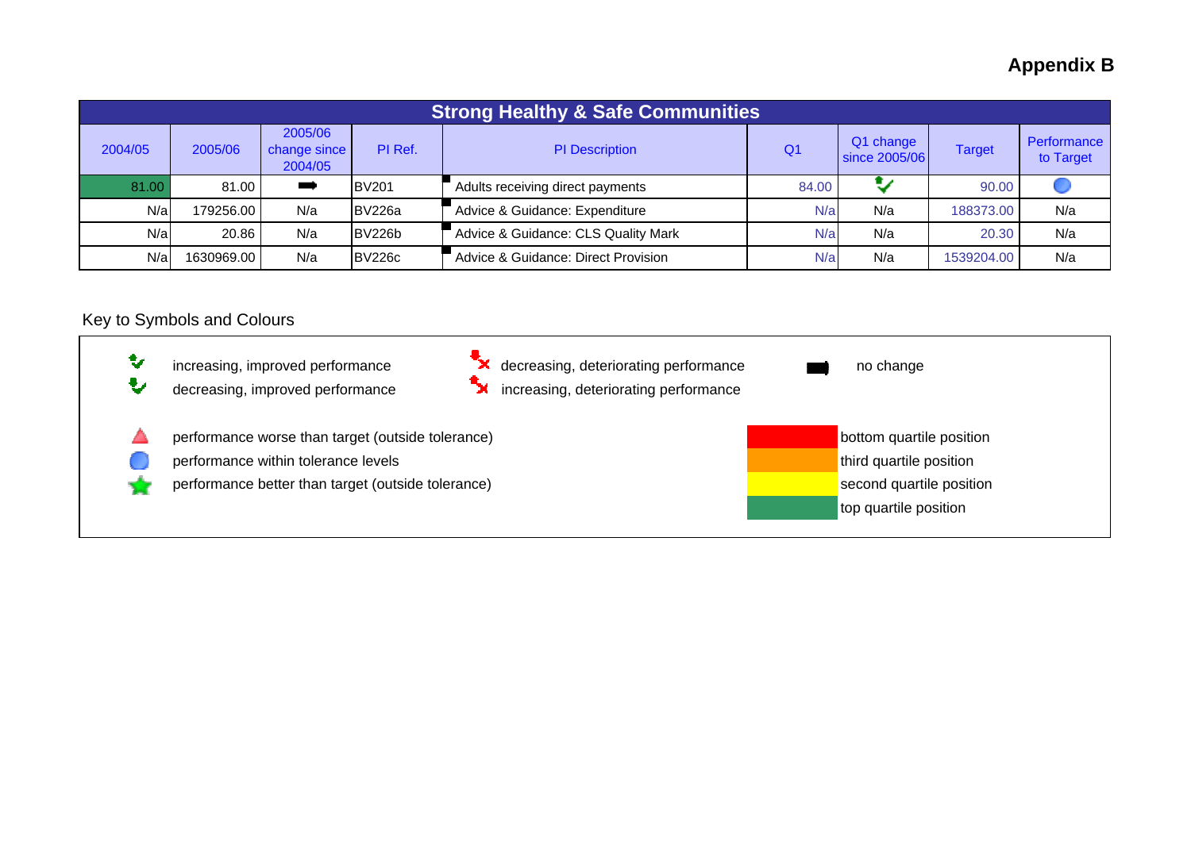**Appendix B**

| Strong Healthy & Safe Communities | | | | | | | | |
|---|---|---|---|---|---|---|---|---|
| 2004/05 | 2005/06 | 2005/06 change since 2004/05 | PI Ref. | PI Description | Q1 | Q1 change since 2005/06 | Target | Performance to Target |
| 81.00 | 81.00 | ➡ | BV201 | Adults receiving direct payments | 84.00 | increasing, improved performance | 90.00 | performance within tolerance levels |
| N/a | 179256.00 | N/a | BV226a | Advice & Guidance: Expenditure | N/a | N/a | 188373.00 | N/a |
| N/a | 20.86 | N/a | BV226b | Advice & Guidance: CLS Quality Mark | N/a | N/a | 20.30 | N/a |
| N/a | 1630969.00 | N/a | BV226c | Advice & Guidance: Direct Provision | N/a | N/a | 1539204.00 | N/a |

Key to Symbols and Colours

- increasing, improved performance
- decreasing, improved performance
- decreasing, deteriorating performance
- increasing, deteriorating performance
- no change

- performance worse than target (outside tolerance)
- performance within tolerance levels
- performance better than target (outside tolerance)

- bottom quartile position
- third quartile position
- second quartile position
- top quartile position